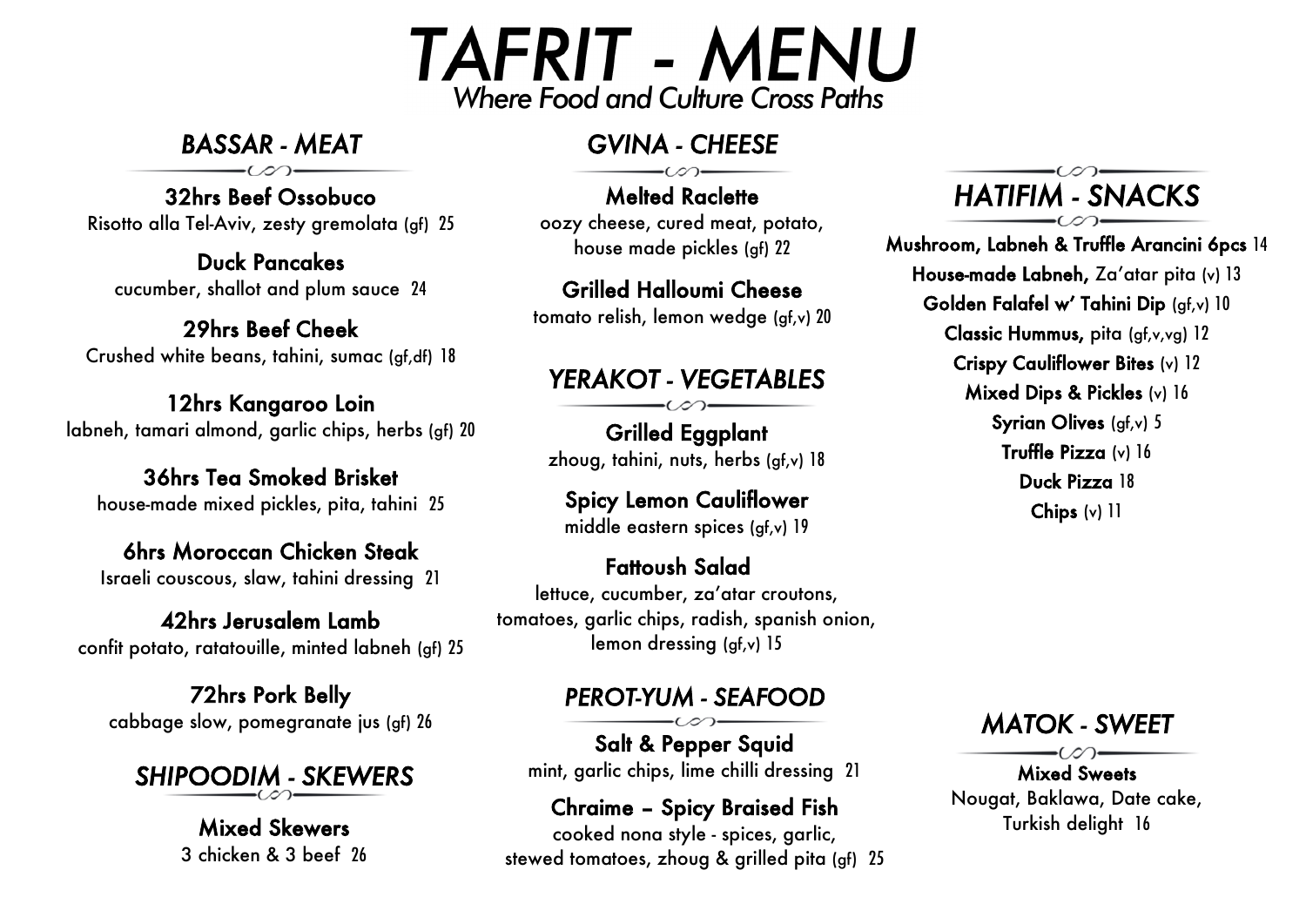# TAFRIT - MENU

*Where Food and Culture Cross Paths*

## *BASSAR - MEAT*

**32hrs Beef Ossobuco**
Risotto alla Tel-Aviv, zesty gremolata (gf) 25

**Duck Pancakes**
cucumber, shallot and plum sauce 24

**29hrs Beef Cheek**
Crushed white beans, tahini, sumac (gf,df) 18

**12hrs Kangaroo Loin**
labneh, tamari almond, garlic chips, herbs (gf) 20

**36hrs Tea Smoked Brisket**
house-made mixed pickles, pita, tahini 25

**6hrs Moroccan Chicken Steak**
Israeli couscous, slaw, tahini dressing 21

**42hrs Jerusalem Lamb**
confit potato, ratatouille, minted labneh (gf) 25

**72hrs Pork Belly**
cabbage slow, pomegranate jus (gf) 26

## *SHIPOODIM - SKEWERS*

**Mixed Skewers**
3 chicken & 3 beef 26

## *GVINA - CHEESE*

**Melted Raclette**
oozy cheese, cured meat, potato, house made pickles (gf) 22

**Grilled Halloumi Cheese**
tomato relish, lemon wedge (gf,v) 20

## *YERAKOT - VEGETABLES*

**Grilled Eggplant**
zhoug, tahini, nuts, herbs (gf,v) 18

**Spicy Lemon Cauliflower**
middle eastern spices (gf,v) 19

**Fattoush Salad**
lettuce, cucumber, za'atar croutons, tomatoes, garlic chips, radish, spanish onion, lemon dressing (gf,v) 15

## *PEROT-YUM - SEAFOOD*

**Salt & Pepper Squid**
mint, garlic chips, lime chilli dressing 21

**Chraime – Spicy Braised Fish**
cooked nona style - spices, garlic, stewed tomatoes, zhoug & grilled pita (gf) 25

## *HATIFIM - SNACKS*

**Mushroom, Labneh & Truffle Arancini 6pcs** 14
**House-made Labneh,** Za'atar pita (v) 13
**Golden Falafel w' Tahini Dip** (gf,v) 10
**Classic Hummus,** pita (gf,v,vg) 12
**Crispy Cauliflower Bites** (v) 12
**Mixed Dips & Pickles** (v) 16
**Syrian Olives** (gf,v) 5
**Truffle Pizza** (v) 16
**Duck Pizza** 18
**Chips** (v) 11

## *MATOK - SWEET*

**Mixed Sweets**
Nougat, Baklawa, Date cake, Turkish delight 16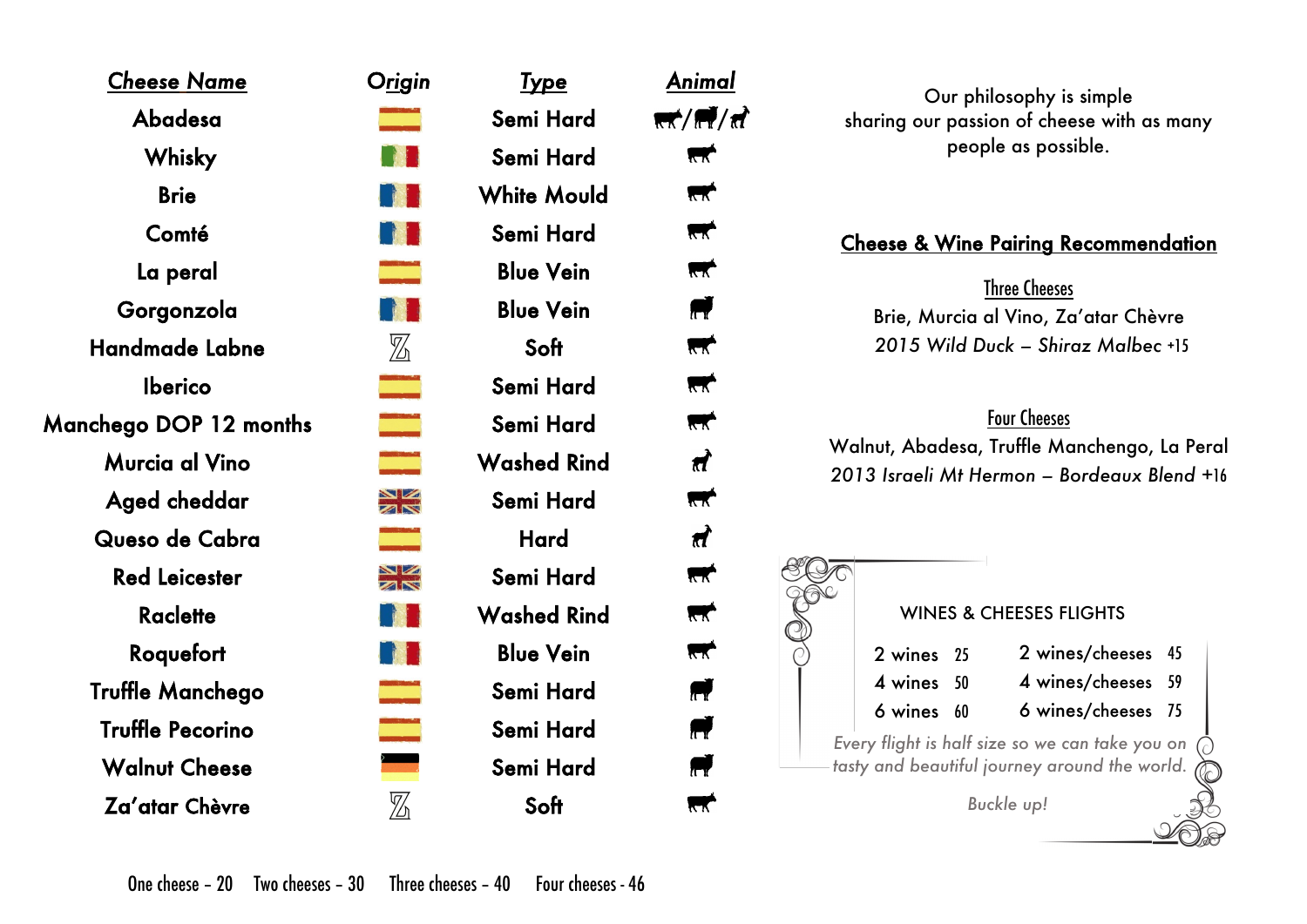| Cheese Name | Origin | Type | Animal |
| --- | --- | --- | --- |
| Abadesa | | Semi Hard | |
| Whisky | | Semi Hard | |
| Brie | | White Mould | |
| Comté | | Semi Hard | |
| La peral | | Blue Vein | |
| Gorgonzola | | Blue Vein | |
| Handmade Labne | | Soft | |
| Iberico | | Semi Hard | |
| Manchego DOP 12 months | | Semi Hard | |
| Murcia al Vino | | Washed Rind | |
| Aged cheddar | | Semi Hard | |
| Queso de Cabra | | Hard | |
| Red Leicester | | Semi Hard | |
| Raclette | | Washed Rind | |
| Roquefort | | Blue Vein | |
| Truffle Manchego | | Semi Hard | |
| Truffle Pecorino | | Semi Hard | |
| Walnut Cheese | | Semi Hard | |
| Za'atar Chèvre | | Soft | |

One cheese – 20 Two cheeses – 30 Three cheeses – 40 Four cheeses - 46

Our philosophy is simple
sharing our passion of cheese with as many
people as possible.

## Cheese & Wine Pairing Recommendation

### Three Cheeses

Brie, Murcia al Vino, Za'atar Chèvre
*2015 Wild Duck – Shiraz Malbec* +15

### Four Cheeses

Walnut, Abadesa, Truffle Manchengo, La Peral
*2013 Israeli Mt Hermon – Bordeaux Blend* +16

### WINES & CHEESES FLIGHTS

| | | | |
| --- | --- | --- | --- |
| 2 wines | 25 | 2 wines/cheeses | 45 |
| 4 wines | 50 | 4 wines/cheeses | 59 |
| 6 wines | 60 | 6 wines/cheeses | 75 |

*Every flight is half size so we can take you on tasty and beautiful journey around the world.*

*Buckle up!*